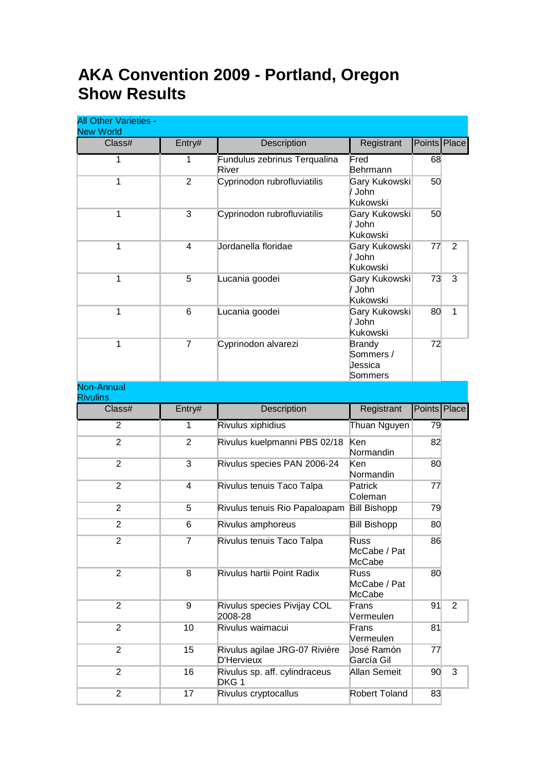# AKA Convention 2009 - Portland, Oregon
# Show Results

## All Other Varieties - New World

| Class# | Entry# | Description | Registrant | Points | Place |
|---|---|---|---|---|---|
| 1 | 1 | Fundulus zebrinus Terqualina River | Fred Behrmann | 68 | |
| 1 | 2 | Cyprinodon rubrofluviatilis | Gary Kukowski / John Kukowski | 50 | |
| 1 | 3 | Cyprinodon rubrofluviatilis | Gary Kukowski / John Kukowski | 50 | |
| 1 | 4 | Jordanella floridae | Gary Kukowski / John Kukowski | 77 | 2 |
| 1 | 5 | Lucania goodei | Gary Kukowski / John Kukowski | 73 | 3 |
| 1 | 6 | Lucania goodei | Gary Kukowski / John Kukowski | 80 | 1 |
| 1 | 7 | Cyprinodon alvarezi | Brandy Sommers / Jessica Sommers | 72 | |

## Non-Annual Rivulins

| Class# | Entry# | Description | Registrant | Points | Place |
|---|---|---|---|---|---|
| 2 | 1 | Rivulus xiphidius | Thuan Nguyen | 79 | |
| 2 | 2 | Rivulus kuelpmanni PBS 02/18 | Ken Normandin | 82 | |
| 2 | 3 | Rivulus species PAN 2006-24 | Ken Normandin | 80 | |
| 2 | 4 | Rivulus tenuis Taco Talpa | Patrick Coleman | 77 | |
| 2 | 5 | Rivulus tenuis Rio Papaloapam | Bill Bishopp | 79 | |
| 2 | 6 | Rivulus amphoreus | Bill Bishopp | 80 | |
| 2 | 7 | Rivulus tenuis Taco Talpa | Russ McCabe / Pat McCabe | 86 | |
| 2 | 8 | Rivulus hartii Point Radix | Russ McCabe / Pat McCabe | 80 | |
| 2 | 9 | Rivulus species Pivijay COL 2008-28 | Frans Vermeulen | 91 | 2 |
| 2 | 10 | Rivulus waimacui | Frans Vermeulen | 81 | |
| 2 | 15 | Rivulus agilae JRG-07 Rivière D'Hervieux | José Ramón García Gil | 77 | |
| 2 | 16 | Rivulus sp. aff. cylindraceus DKG 1 | Allan Semeit | 90 | 3 |
| 2 | 17 | Rivulus cryptocallus | Robert Toland | 83 | |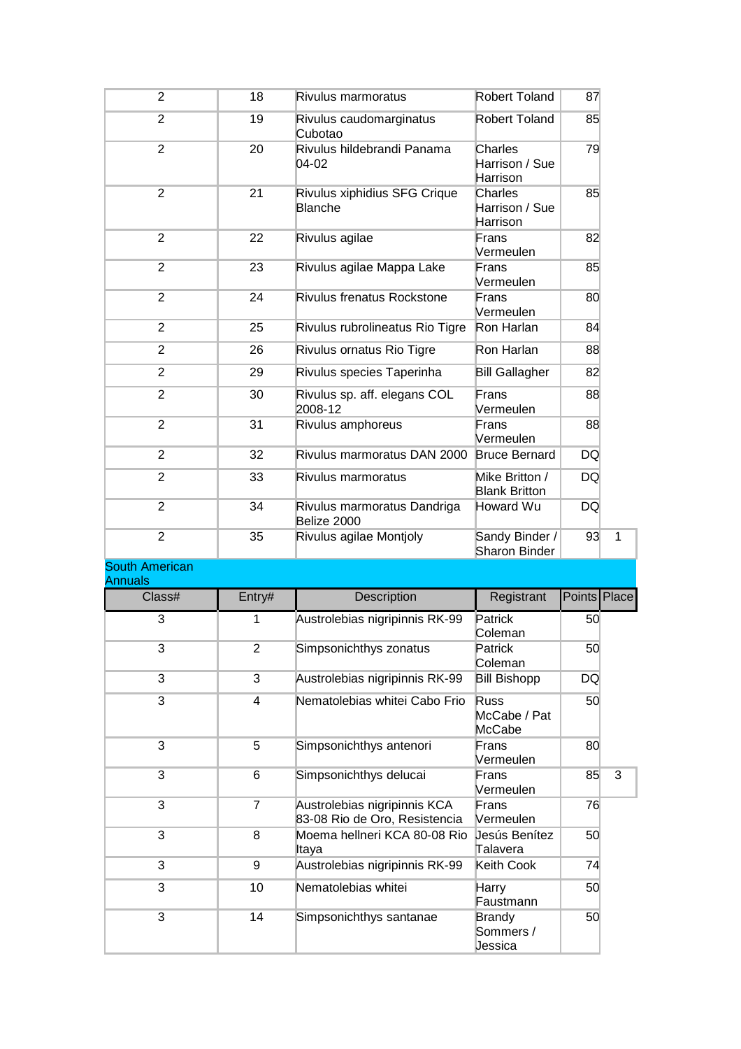| 2 | 18 | Rivulus marmoratus | Robert Toland | 87 | |
|---|---|---|---|---|---|
| 2 | 19 | Rivulus caudomarginatus Cubotao | Robert Toland | 85 | |
| 2 | 20 | Rivulus hildebrandi Panama 04-02 | Charles Harrison / Sue Harrison | 79 | |
| 2 | 21 | Rivulus xiphidius SFG Crique Blanche | Charles Harrison / Sue Harrison | 85 | |
| 2 | 22 | Rivulus agilae | Frans Vermeulen | 82 | |
| 2 | 23 | Rivulus agilae Mappa Lake | Frans Vermeulen | 85 | |
| 2 | 24 | Rivulus frenatus Rockstone | Frans Vermeulen | 80 | |
| 2 | 25 | Rivulus rubrolineatus Rio Tigre | Ron Harlan | 84 | |
| 2 | 26 | Rivulus ornatus Rio Tigre | Ron Harlan | 88 | |
| 2 | 29 | Rivulus species Taperinha | Bill Gallagher | 82 | |
| 2 | 30 | Rivulus sp. aff. elegans COL 2008-12 | Frans Vermeulen | 88 | |
| 2 | 31 | Rivulus amphoreus | Frans Vermeulen | 88 | |
| 2 | 32 | Rivulus marmoratus DAN 2000 | Bruce Bernard | DQ | |
| 2 | 33 | Rivulus marmoratus | Mike Britton / Blank Britton | DQ | |
| 2 | 34 | Rivulus marmoratus Dandriga Belize 2000 | Howard Wu | DQ | |
| 2 | 35 | Rivulus agilae Montjoly | Sandy Binder / Sharon Binder | 93 | 1 |

South American Annuals

| Class# | Entry# | Description | Registrant | Points | Place |
|---|---|---|---|---|---|
| 3 | 1 | Austrolebias nigripinnis RK-99 | Patrick Coleman | 50 | |
| 3 | 2 | Simpsonichthys zonatus | Patrick Coleman | 50 | |
| 3 | 3 | Austrolebias nigripinnis RK-99 | Bill Bishopp | DQ | |
| 3 | 4 | Nematolebias whitei Cabo Frio | Russ McCabe / Pat McCabe | 50 | |
| 3 | 5 | Simpsonichthys antenori | Frans Vermeulen | 80 | |
| 3 | 6 | Simpsonichthys delucai | Frans Vermeulen | 85 | 3 |
| 3 | 7 | Austrolebias nigripinnis KCA 83-08 Rio de Oro, Resistencia | Frans Vermeulen | 76 | |
| 3 | 8 | Moema hellneri KCA 80-08 Rio Itaya | Jesús Benítez Talavera | 50 | |
| 3 | 9 | Austrolebias nigripinnis RK-99 | Keith Cook | 74 | |
| 3 | 10 | Nematolebias whitei | Harry Faustmann | 50 | |
| 3 | 14 | Simpsonichthys santanae | Brandy Sommers / Jessica | 50 | |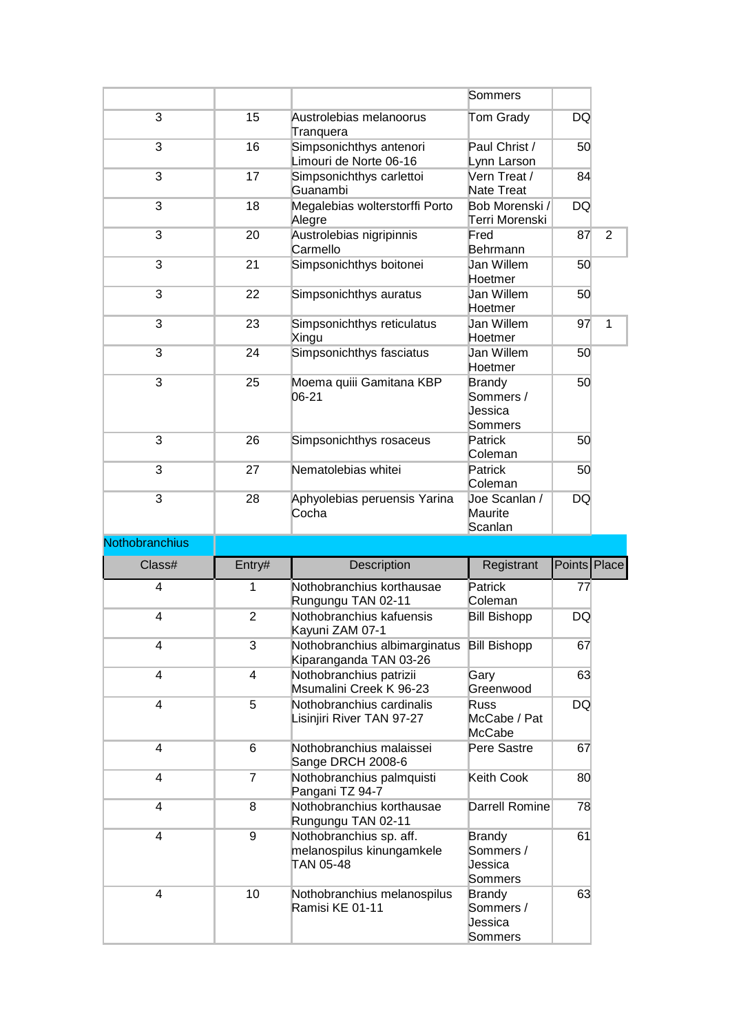|  |  |  | Sommers |  |  |
|---|---|---|---|---|---|
| 3 | 15 | Austrolebias melanoorus Tranquera | Tom Grady | DQ |  |
| 3 | 16 | Simpsonichthys antenori Limouri de Norte 06-16 | Paul Christ / Lynn Larson | 50 |  |
| 3 | 17 | Simpsonichthys carlettoi Guanambi | Vern Treat / Nate Treat | 84 |  |
| 3 | 18 | Megalebias wolterstorffi Porto Alegre | Bob Morenski / Terri Morenski | DQ |  |
| 3 | 20 | Austrolebias nigripinnis Carmello | Fred Behrmann | 87 | 2 |
| 3 | 21 | Simpsonichthys boitonei | Jan Willem Hoetmer | 50 |  |
| 3 | 22 | Simpsonichthys auratus | Jan Willem Hoetmer | 50 |  |
| 3 | 23 | Simpsonichthys reticulatus Xingu | Jan Willem Hoetmer | 97 | 1 |
| 3 | 24 | Simpsonichthys fasciatus | Jan Willem Hoetmer | 50 |  |
| 3 | 25 | Moema quiii Gamitana KBP 06-21 | Brandy Sommers / Jessica Sommers | 50 |  |
| 3 | 26 | Simpsonichthys rosaceus | Patrick Coleman | 50 |  |
| 3 | 27 | Nematolebias whitei | Patrick Coleman | 50 |  |
| 3 | 28 | Aphyolebias peruensis Yarina Cocha | Joe Scanlan / Maurite Scanlan | DQ |  |

## Nothobranchius

| Class# | Entry# | Description | Registrant | Points | Place |
|---|---|---|---|---|---|
| 4 | 1 | Nothobranchius korthausae Rungungu TAN 02-11 | Patrick Coleman | 77 |  |
| 4 | 2 | Nothobranchius kafuensis Kayuni ZAM 07-1 | Bill Bishopp | DQ |  |
| 4 | 3 | Nothobranchius albimarginatus Kiparanganda TAN 03-26 | Bill Bishopp | 67 |  |
| 4 | 4 | Nothobranchius patrizii Msumalini Creek K 96-23 | Gary Greenwood | 63 |  |
| 4 | 5 | Nothobranchius cardinalis Lisinjiri River TAN 97-27 | Russ McCabe / Pat McCabe | DQ |  |
| 4 | 6 | Nothobranchius malaissei Sange DRCH 2008-6 | Pere Sastre | 67 |  |
| 4 | 7 | Nothobranchius palmquisti Pangani TZ 94-7 | Keith Cook | 80 |  |
| 4 | 8 | Nothobranchius korthausae Rungungu TAN 02-11 | Darrell Romine | 78 |  |
| 4 | 9 | Nothobranchius sp. aff. melanospilus kinungamkele TAN 05-48 | Brandy Sommers / Jessica Sommers | 61 |  |
| 4 | 10 | Nothobranchius melanospilus Ramisi KE 01-11 | Brandy Sommers / Jessica Sommers | 63 |  |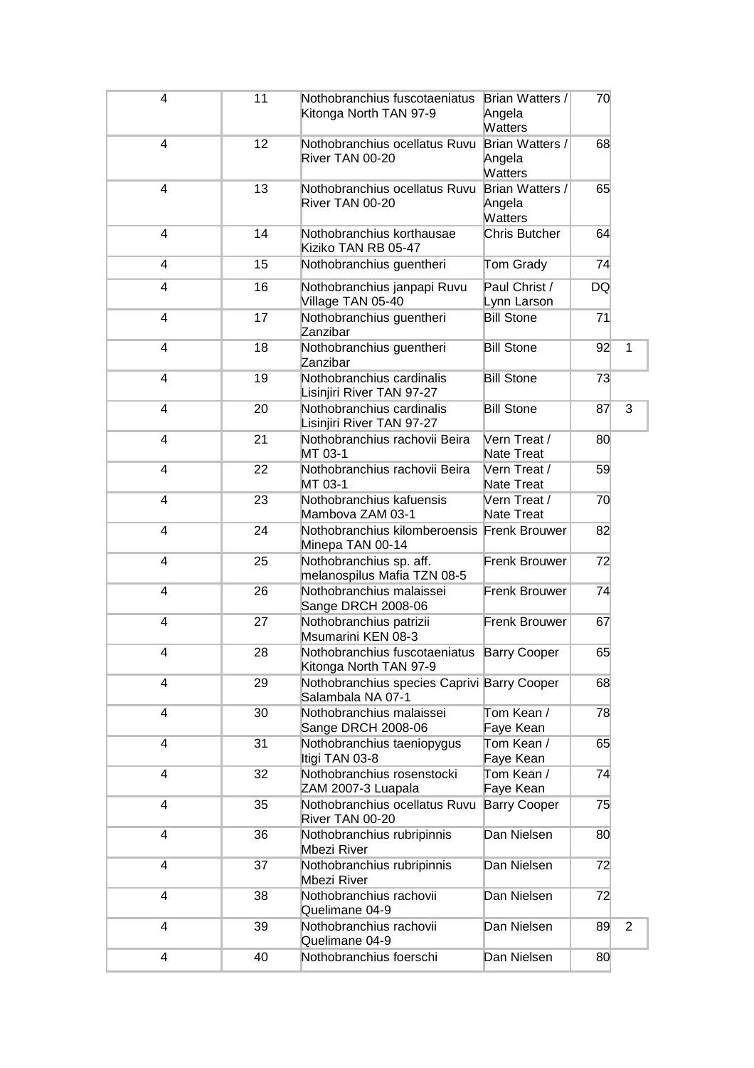| | | | | | |
|---|---|---|---|---|---|
| 4 | 11 | Nothobranchius fuscotaeniatus Kitonga North TAN 97-9 | Brian Watters / Angela Watters | 70 | |
| 4 | 12 | Nothobranchius ocellatus Ruvu River TAN 00-20 | Brian Watters / Angela Watters | 68 | |
| 4 | 13 | Nothobranchius ocellatus Ruvu River TAN 00-20 | Brian Watters / Angela Watters | 65 | |
| 4 | 14 | Nothobranchius korthausae Kiziko TAN RB 05-47 | Chris Butcher | 64 | |
| 4 | 15 | Nothobranchius guentheri | Tom Grady | 74 | |
| 4 | 16 | Nothobranchius janpapi Ruvu Village TAN 05-40 | Paul Christ / Lynn Larson | DQ | |
| 4 | 17 | Nothobranchius guentheri Zanzibar | Bill Stone | 71 | |
| 4 | 18 | Nothobranchius guentheri Zanzibar | Bill Stone | 92 | 1 |
| 4 | 19 | Nothobranchius cardinalis Lisinjiri River TAN 97-27 | Bill Stone | 73 | |
| 4 | 20 | Nothobranchius cardinalis Lisinjiri River TAN 97-27 | Bill Stone | 87 | 3 |
| 4 | 21 | Nothobranchius rachovii Beira MT 03-1 | Vern Treat / Nate Treat | 80 | |
| 4 | 22 | Nothobranchius rachovii Beira MT 03-1 | Vern Treat / Nate Treat | 59 | |
| 4 | 23 | Nothobranchius kafuensis Mambova ZAM 03-1 | Vern Treat / Nate Treat | 70 | |
| 4 | 24 | Nothobranchius kilomberoensis Minepa TAN 00-14 | Frenk Brouwer | 82 | |
| 4 | 25 | Nothobranchius sp. aff. melanospilus Mafia TZN 08-5 | Frenk Brouwer | 72 | |
| 4 | 26 | Nothobranchius malaissei Sange DRCH 2008-06 | Frenk Brouwer | 74 | |
| 4 | 27 | Nothobranchius patrizii Msumarini KEN 08-3 | Frenk Brouwer | 67 | |
| 4 | 28 | Nothobranchius fuscotaeniatus Kitonga North TAN 97-9 | Barry Cooper | 65 | |
| 4 | 29 | Nothobranchius species Caprivi Salambala NA 07-1 | Barry Cooper | 68 | |
| 4 | 30 | Nothobranchius malaissei Sange DRCH 2008-06 | Tom Kean / Faye Kean | 78 | |
| 4 | 31 | Nothobranchius taeniopygus Itigi TAN 03-8 | Tom Kean / Faye Kean | 65 | |
| 4 | 32 | Nothobranchius rosenstocki ZAM 2007-3 Luapala | Tom Kean / Faye Kean | 74 | |
| 4 | 35 | Nothobranchius ocellatus Ruvu River TAN 00-20 | Barry Cooper | 75 | |
| 4 | 36 | Nothobranchius rubripinnis Mbezi River | Dan Nielsen | 80 | |
| 4 | 37 | Nothobranchius rubripinnis Mbezi River | Dan Nielsen | 72 | |
| 4 | 38 | Nothobranchius rachovii Quelimane 04-9 | Dan Nielsen | 72 | |
| 4 | 39 | Nothobranchius rachovii Quelimane 04-9 | Dan Nielsen | 89 | 2 |
| 4 | 40 | Nothobranchius foerschi | Dan Nielsen | 80 | |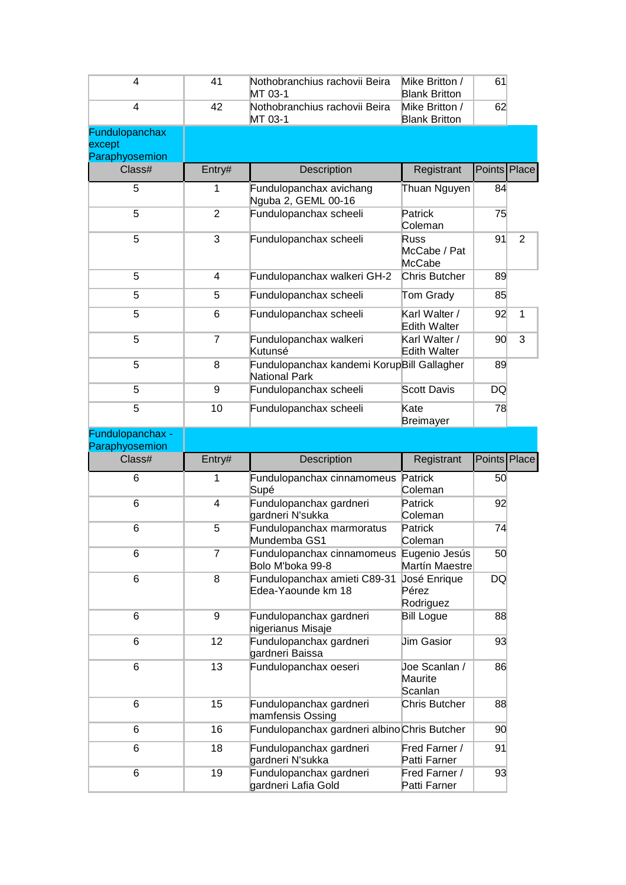| 4 | 41 | Nothobranchius rachovii Beira MT 03-1 | Mike Britton / Blank Britton | 61 | |
|---|---|---|---|---|---|
| 4 | 42 | Nothobranchius rachovii Beira MT 03-1 | Mike Britton / Blank Britton | 62 | |

**Fundulopanchax except Paraphyosemion**

| Class# | Entry# | Description | Registrant | Points | Place |
|---|---|---|---|---|---|
| 5 | 1 | Fundulopanchax avichang Nguba 2, GEML 00-16 | Thuan Nguyen | 84 | |
| 5 | 2 | Fundulopanchax scheeli | Patrick Coleman | 75 | |
| 5 | 3 | Fundulopanchax scheeli | Russ McCabe / Pat McCabe | 91 | 2 |
| 5 | 4 | Fundulopanchax walkeri GH-2 | Chris Butcher | 89 | |
| 5 | 5 | Fundulopanchax scheeli | Tom Grady | 85 | |
| 5 | 6 | Fundulopanchax scheeli | Karl Walter / Edith Walter | 92 | 1 |
| 5 | 7 | Fundulopanchax walkeri Kutunsé | Karl Walter / Edith Walter | 90 | 3 |
| 5 | 8 | Fundulopanchax kandemi Korup National Park | Bill Gallagher | 89 | |
| 5 | 9 | Fundulopanchax scheeli | Scott Davis | DQ | |
| 5 | 10 | Fundulopanchax scheeli | Kate Breimayer | 78 | |

**Fundulopanchax - Paraphyosemion**

| Class# | Entry# | Description | Registrant | Points | Place |
|---|---|---|---|---|---|
| 6 | 1 | Fundulopanchax cinnamomeus Supé | Patrick Coleman | 50 | |
| 6 | 4 | Fundulopanchax gardneri gardneri N'sukka | Patrick Coleman | 92 | |
| 6 | 5 | Fundulopanchax marmoratus Mundemba GS1 | Patrick Coleman | 74 | |
| 6 | 7 | Fundulopanchax cinnamomeus Bolo M'boka 99-8 | Eugenio Jesús Martín Maestre | 50 | |
| 6 | 8 | Fundulopanchax amieti C89-31 Edea-Yaounde km 18 | José Enrique Pérez Rodriguez | DQ | |
| 6 | 9 | Fundulopanchax gardneri nigerianus Misaje | Bill Logue | 88 | |
| 6 | 12 | Fundulopanchax gardneri gardneri Baissa | Jim Gasior | 93 | |
| 6 | 13 | Fundulopanchax oeseri | Joe Scanlan / Maurite Scanlan | 86 | |
| 6 | 15 | Fundulopanchax gardneri mamfensis Ossing | Chris Butcher | 88 | |
| 6 | 16 | Fundulopanchax gardneri albino | Chris Butcher | 90 | |
| 6 | 18 | Fundulopanchax gardneri gardneri N'sukka | Fred Farner / Patti Farner | 91 | |
| 6 | 19 | Fundulopanchax gardneri gardneri Lafia Gold | Fred Farner / Patti Farner | 93 | |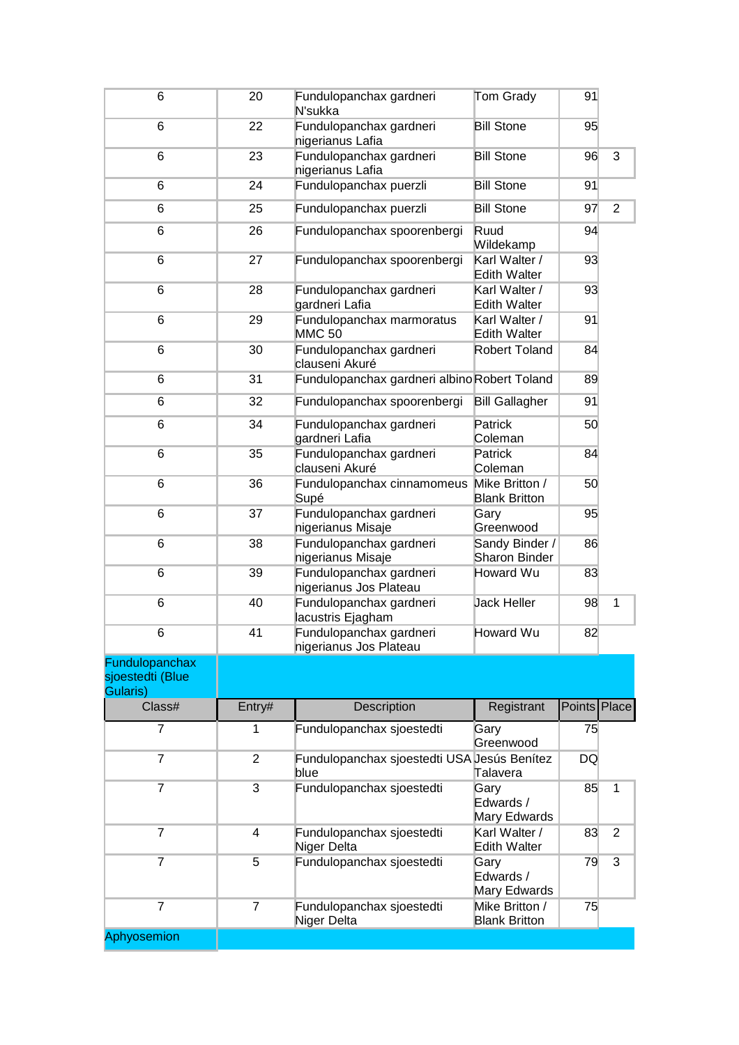| 6 | 20 | Fundulopanchax gardneri N'sukka | Tom Grady | 91 | |
|---|---|---|---|---|---|
| 6 | 22 | Fundulopanchax gardneri nigerianus Lafia | Bill Stone | 95 | |
| 6 | 23 | Fundulopanchax gardneri nigerianus Lafia | Bill Stone | 96 | 3 |
| 6 | 24 | Fundulopanchax puerzli | Bill Stone | 91 | |
| 6 | 25 | Fundulopanchax puerzli | Bill Stone | 97 | 2 |
| 6 | 26 | Fundulopanchax spoorenbergi | Ruud Wildekamp | 94 | |
| 6 | 27 | Fundulopanchax spoorenbergi | Karl Walter / Edith Walter | 93 | |
| 6 | 28 | Fundulopanchax gardneri gardneri Lafia | Karl Walter / Edith Walter | 93 | |
| 6 | 29 | Fundulopanchax marmoratus MMC 50 | Karl Walter / Edith Walter | 91 | |
| 6 | 30 | Fundulopanchax gardneri clauseni Akuré | Robert Toland | 84 | |
| 6 | 31 | Fundulopanchax gardneri albino | Robert Toland | 89 | |
| 6 | 32 | Fundulopanchax spoorenbergi | Bill Gallagher | 91 | |
| 6 | 34 | Fundulopanchax gardneri gardneri Lafia | Patrick Coleman | 50 | |
| 6 | 35 | Fundulopanchax gardneri clauseni Akuré | Patrick Coleman | 84 | |
| 6 | 36 | Fundulopanchax cinnamomeus Supé | Mike Britton / Blank Britton | 50 | |
| 6 | 37 | Fundulopanchax gardneri nigerianus Misaje | Gary Greenwood | 95 | |
| 6 | 38 | Fundulopanchax gardneri nigerianus Misaje | Sandy Binder / Sharon Binder | 86 | |
| 6 | 39 | Fundulopanchax gardneri nigerianus Jos Plateau | Howard Wu | 83 | |
| 6 | 40 | Fundulopanchax gardneri lacustris Ejagham | Jack Heller | 98 | 1 |
| 6 | 41 | Fundulopanchax gardneri nigerianus Jos Plateau | Howard Wu | 82 | |

**Fundulopanchax sjoestedti (Blue Gularis)**

| Class# | Entry# | Description | Registrant | Points | Place |
|---|---|---|---|---|---|
| 7 | 1 | Fundulopanchax sjoestedti | Gary Greenwood | 75 | |
| 7 | 2 | Fundulopanchax sjoestedti USA blue | Jesús Benítez Talavera | DQ | |
| 7 | 3 | Fundulopanchax sjoestedti | Gary Edwards / Mary Edwards | 85 | 1 |
| 7 | 4 | Fundulopanchax sjoestedti Niger Delta | Karl Walter / Edith Walter | 83 | 2 |
| 7 | 5 | Fundulopanchax sjoestedti | Gary Edwards / Mary Edwards | 79 | 3 |
| 7 | 7 | Fundulopanchax sjoestedti Niger Delta | Mike Britton / Blank Britton | 75 | |

**Aphyosemion**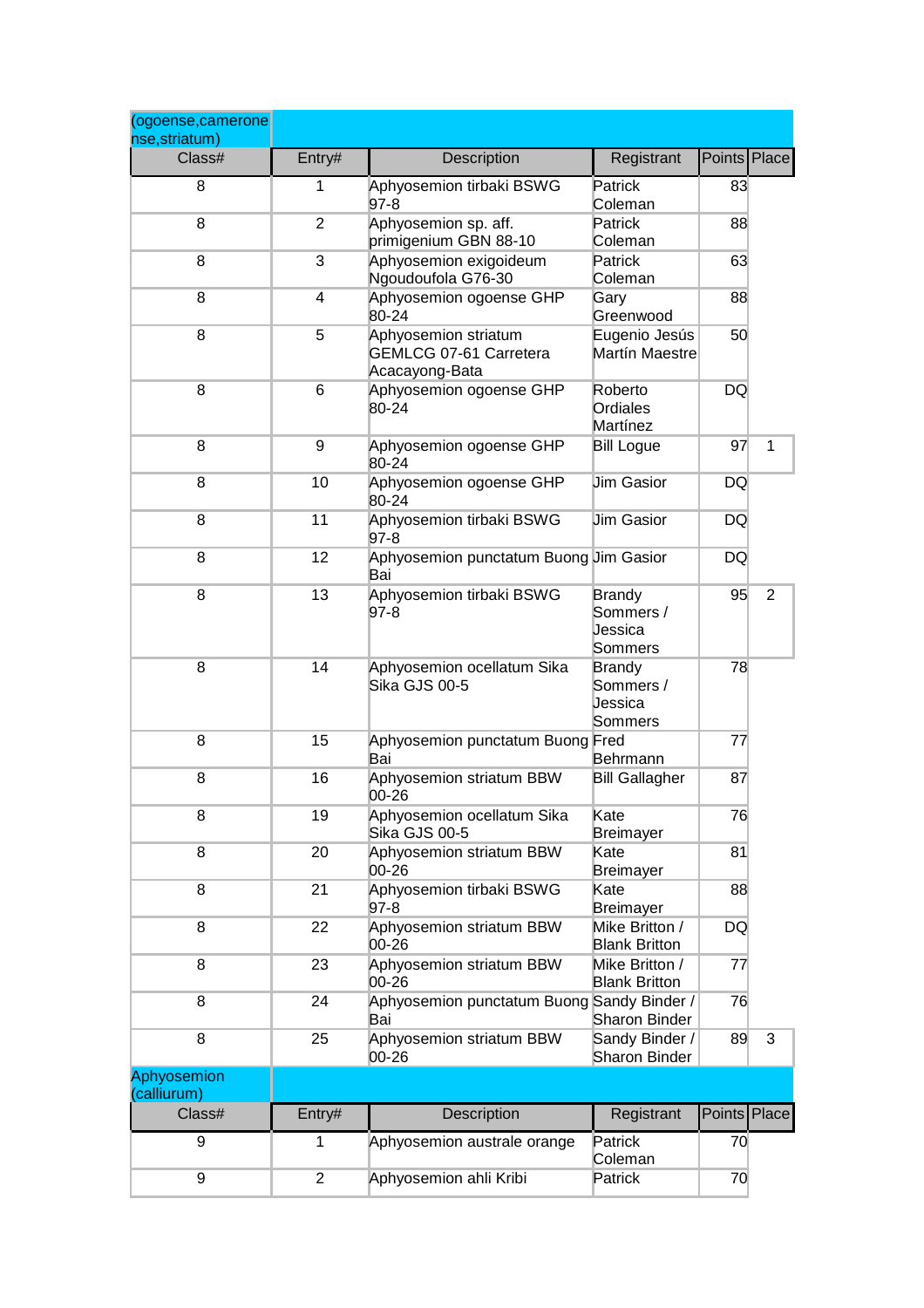(ogoense,cameronense,striatum)

| Class# | Entry# | Description | Registrant | Points | Place |
|---|---|---|---|---|---|
| 8 | 1 | Aphyosemion tirbaki BSWG 97-8 | Patrick Coleman | 83 | |
| 8 | 2 | Aphyosemion sp. aff. primigenium GBN 88-10 | Patrick Coleman | 88 | |
| 8 | 3 | Aphyosemion exigoideum Ngoudoufola G76-30 | Patrick Coleman | 63 | |
| 8 | 4 | Aphyosemion ogoense GHP 80-24 | Gary Greenwood | 88 | |
| 8 | 5 | Aphyosemion striatum GEMLCG 07-61 Carretera Acacayong-Bata | Eugenio Jesús Martín Maestre | 50 | |
| 8 | 6 | Aphyosemion ogoense GHP 80-24 | Roberto Ordiales Martínez | DQ | |
| 8 | 9 | Aphyosemion ogoense GHP 80-24 | Bill Logue | 97 | 1 |
| 8 | 10 | Aphyosemion ogoense GHP 80-24 | Jim Gasior | DQ | |
| 8 | 11 | Aphyosemion tirbaki BSWG 97-8 | Jim Gasior | DQ | |
| 8 | 12 | Aphyosemion punctatum Buong Bai | Jim Gasior | DQ | |
| 8 | 13 | Aphyosemion tirbaki BSWG 97-8 | Brandy Sommers / Jessica Sommers | 95 | 2 |
| 8 | 14 | Aphyosemion ocellatum Sika Sika GJS 00-5 | Brandy Sommers / Jessica Sommers | 78 | |
| 8 | 15 | Aphyosemion punctatum Buong Bai | Fred Behrmann | 77 | |
| 8 | 16 | Aphyosemion striatum BBW 00-26 | Bill Gallagher | 87 | |
| 8 | 19 | Aphyosemion ocellatum Sika Sika GJS 00-5 | Kate Breimayer | 76 | |
| 8 | 20 | Aphyosemion striatum BBW 00-26 | Kate Breimayer | 81 | |
| 8 | 21 | Aphyosemion tirbaki BSWG 97-8 | Kate Breimayer | 88 | |
| 8 | 22 | Aphyosemion striatum BBW 00-26 | Mike Britton / Blank Britton | DQ | |
| 8 | 23 | Aphyosemion striatum BBW 00-26 | Mike Britton / Blank Britton | 77 | |
| 8 | 24 | Aphyosemion punctatum Buong Bai | Sandy Binder / Sharon Binder | 76 | |
| 8 | 25 | Aphyosemion striatum BBW 00-26 | Sandy Binder / Sharon Binder | 89 | 3 |

Aphyosemion (calliurum)

| Class# | Entry# | Description | Registrant | Points | Place |
|---|---|---|---|---|---|
| 9 | 1 | Aphyosemion australe orange | Patrick Coleman | 70 | |
| 9 | 2 | Aphyosemion ahli Kribi | Patrick | 70 | |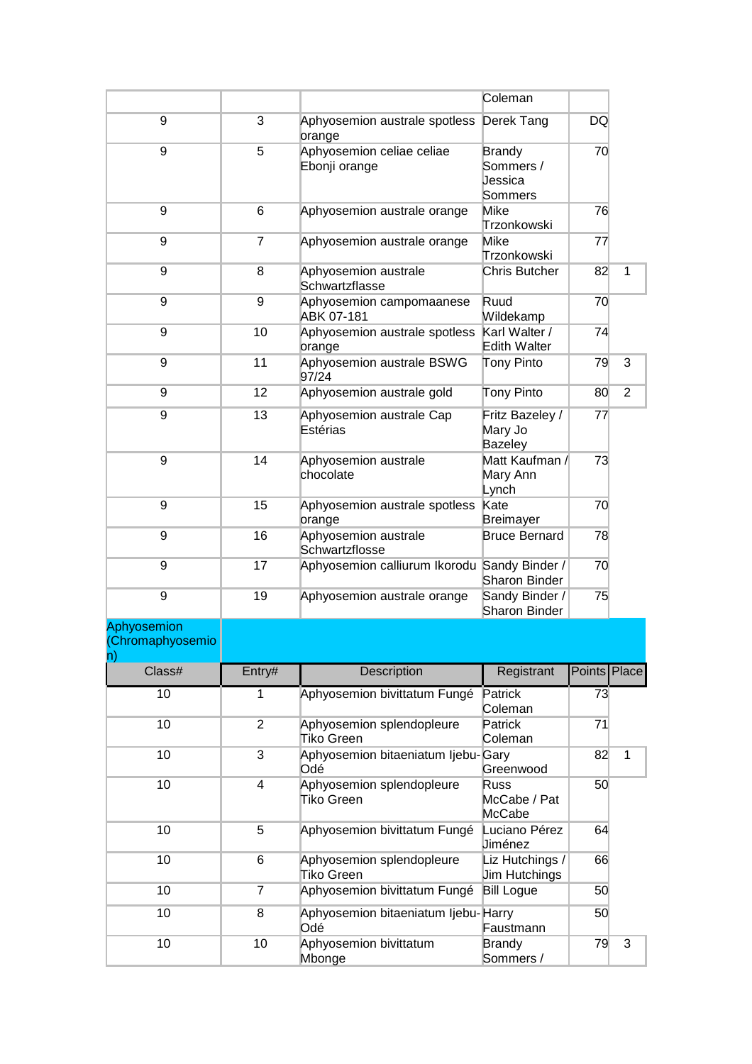| | | | Coleman | | |
|---|---|---|---|---|---|
| 9 | 3 | Aphyosemion australe spotless orange | Derek Tang | DQ | |
| 9 | 5 | Aphyosemion celiae celiae Ebonji orange | Brandy Sommers / Jessica Sommers | 70 | |
| 9 | 6 | Aphyosemion australe orange | Mike Trzonkowski | 76 | |
| 9 | 7 | Aphyosemion australe orange | Mike Trzonkowski | 77 | |
| 9 | 8 | Aphyosemion australe Schwartzflasse | Chris Butcher | 82 | 1 |
| 9 | 9 | Aphyosemion campomaanese ABK 07-181 | Ruud Wildekamp | 70 | |
| 9 | 10 | Aphyosemion australe spotless orange | Karl Walter / Edith Walter | 74 | |
| 9 | 11 | Aphyosemion australe BSWG 97/24 | Tony Pinto | 79 | 3 |
| 9 | 12 | Aphyosemion australe gold | Tony Pinto | 80 | 2 |
| 9 | 13 | Aphyosemion australe Cap Estérias | Fritz Bazeley / Mary Jo Bazeley | 77 | |
| 9 | 14 | Aphyosemion australe chocolate | Matt Kaufman / Mary Ann Lynch | 73 | |
| 9 | 15 | Aphyosemion australe spotless orange | Kate Breimayer | 70 | |
| 9 | 16 | Aphyosemion australe Schwartzflosse | Bruce Bernard | 78 | |
| 9 | 17 | Aphyosemion calliurum Ikorodu | Sandy Binder / Sharon Binder | 70 | |
| 9 | 19 | Aphyosemion australe orange | Sandy Binder / Sharon Binder | 75 | |

**Aphyosemion (Chromaphyosemion)**

| Class# | Entry# | Description | Registrant | Points | Place |
|---|---|---|---|---|---|
| 10 | 1 | Aphyosemion bivittatum Fungé | Patrick Coleman | 73 | |
| 10 | 2 | Aphyosemion splendopleure Tiko Green | Patrick Coleman | 71 | |
| 10 | 3 | Aphyosemion bitaeniatum Ijebu-Odé | Gary Greenwood | 82 | 1 |
| 10 | 4 | Aphyosemion splendopleure Tiko Green | Russ McCabe / Pat McCabe | 50 | |
| 10 | 5 | Aphyosemion bivittatum Fungé | Luciano Pérez Jiménez | 64 | |
| 10 | 6 | Aphyosemion splendopleure Tiko Green | Liz Hutchings / Jim Hutchings | 66 | |
| 10 | 7 | Aphyosemion bivittatum Fungé | Bill Logue | 50 | |
| 10 | 8 | Aphyosemion bitaeniatum Ijebu-Odé | Harry Faustmann | 50 | |
| 10 | 10 | Aphyosemion bivittatum Mbonge | Brandy Sommers / | 79 | 3 |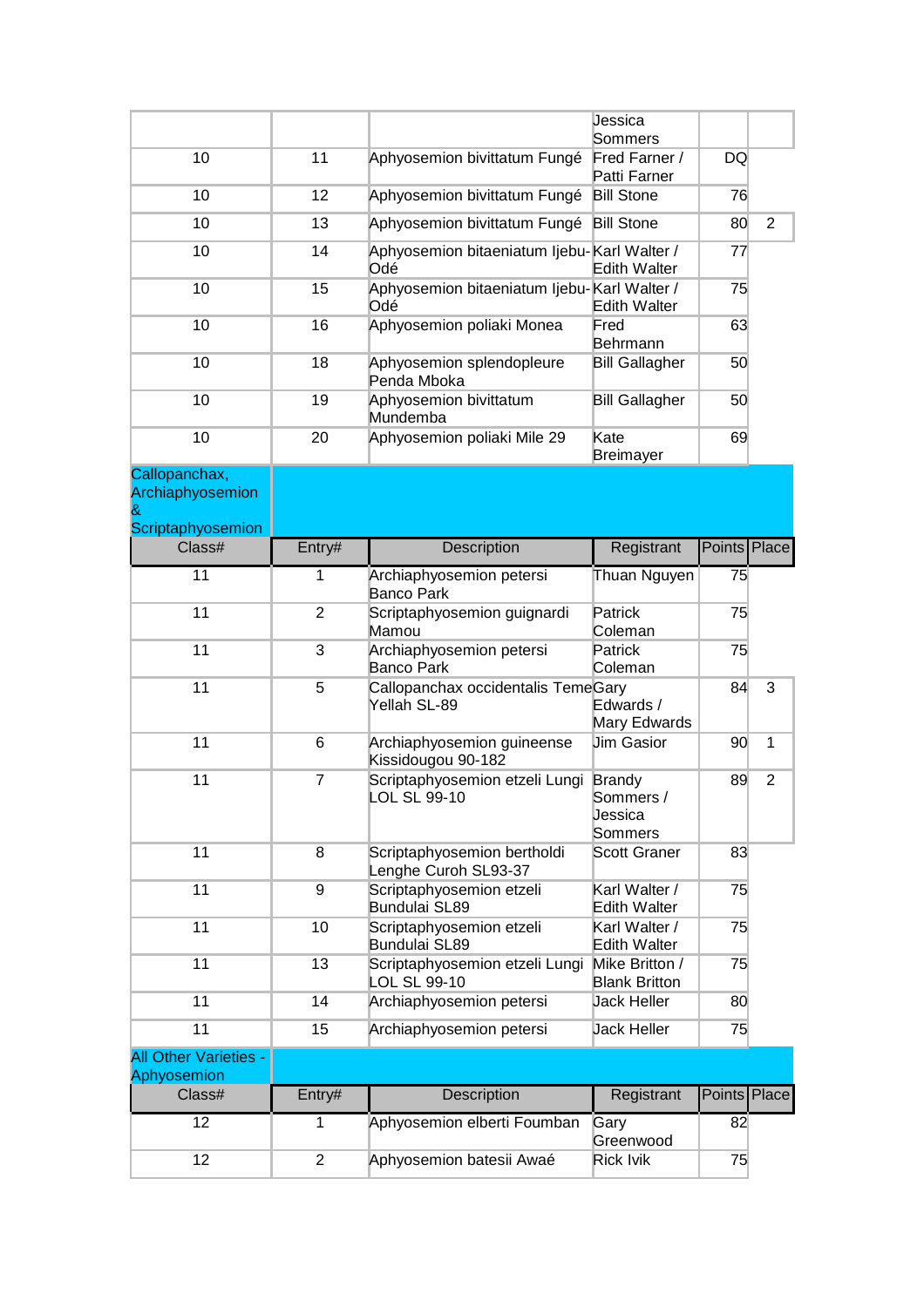| | | | Jessica Sommers | | |
|---|---|---|---|---|---|
| 10 | 11 | Aphyosemion bivittatum Fungé | Fred Farner / Patti Farner | DQ | |
| 10 | 12 | Aphyosemion bivittatum Fungé | Bill Stone | 76 | |
| 10 | 13 | Aphyosemion bivittatum Fungé | Bill Stone | 80 | 2 |
| 10 | 14 | Aphyosemion bitaeniatum Ijebu-Odé | Karl Walter / Edith Walter | 77 | |
| 10 | 15 | Aphyosemion bitaeniatum Ijebu-Odé | Karl Walter / Edith Walter | 75 | |
| 10 | 16 | Aphyosemion poliaki Monea | Fred Behrmann | 63 | |
| 10 | 18 | Aphyosemion splendopleure Penda Mboka | Bill Gallagher | 50 | |
| 10 | 19 | Aphyosemion bivittatum Mundemba | Bill Gallagher | 50 | |
| 10 | 20 | Aphyosemion poliaki Mile 29 | Kate Breimayer | 69 | |

**Callopanchax, Archiaphyosemion & Scriptaphyosemion**

| Class# | Entry# | Description | Registrant | Points | Place |
|---|---|---|---|---|---|
| 11 | 1 | Archiaphyosemion petersi Banco Park | Thuan Nguyen | 75 | |
| 11 | 2 | Scriptaphyosemion guignardi Mamou | Patrick Coleman | 75 | |
| 11 | 3 | Archiaphyosemion petersi Banco Park | Patrick Coleman | 75 | |
| 11 | 5 | Callopanchax occidentalis Teme Yellah SL-89 | Gary Edwards / Mary Edwards | 84 | 3 |
| 11 | 6 | Archiaphyosemion guineense Kissidougou 90-182 | Jim Gasior | 90 | 1 |
| 11 | 7 | Scriptaphyosemion etzeli Lungi LOL SL 99-10 | Brandy Sommers / Jessica Sommers | 89 | 2 |
| 11 | 8 | Scriptaphyosemion bertholdi Lenghe Curoh SL93-37 | Scott Graner | 83 | |
| 11 | 9 | Scriptaphyosemion etzeli Bundulai SL89 | Karl Walter / Edith Walter | 75 | |
| 11 | 10 | Scriptaphyosemion etzeli Bundulai SL89 | Karl Walter / Edith Walter | 75 | |
| 11 | 13 | Scriptaphyosemion etzeli Lungi LOL SL 99-10 | Mike Britton / Blank Britton | 75 | |
| 11 | 14 | Archiaphyosemion petersi | Jack Heller | 80 | |
| 11 | 15 | Archiaphyosemion petersi | Jack Heller | 75 | |

**All Other Varieties - Aphyosemion**

| Class# | Entry# | Description | Registrant | Points | Place |
|---|---|---|---|---|---|
| 12 | 1 | Aphyosemion elberti Foumban | Gary Greenwood | 82 | |
| 12 | 2 | Aphyosemion batesii Awaé | Rick Ivik | 75 | |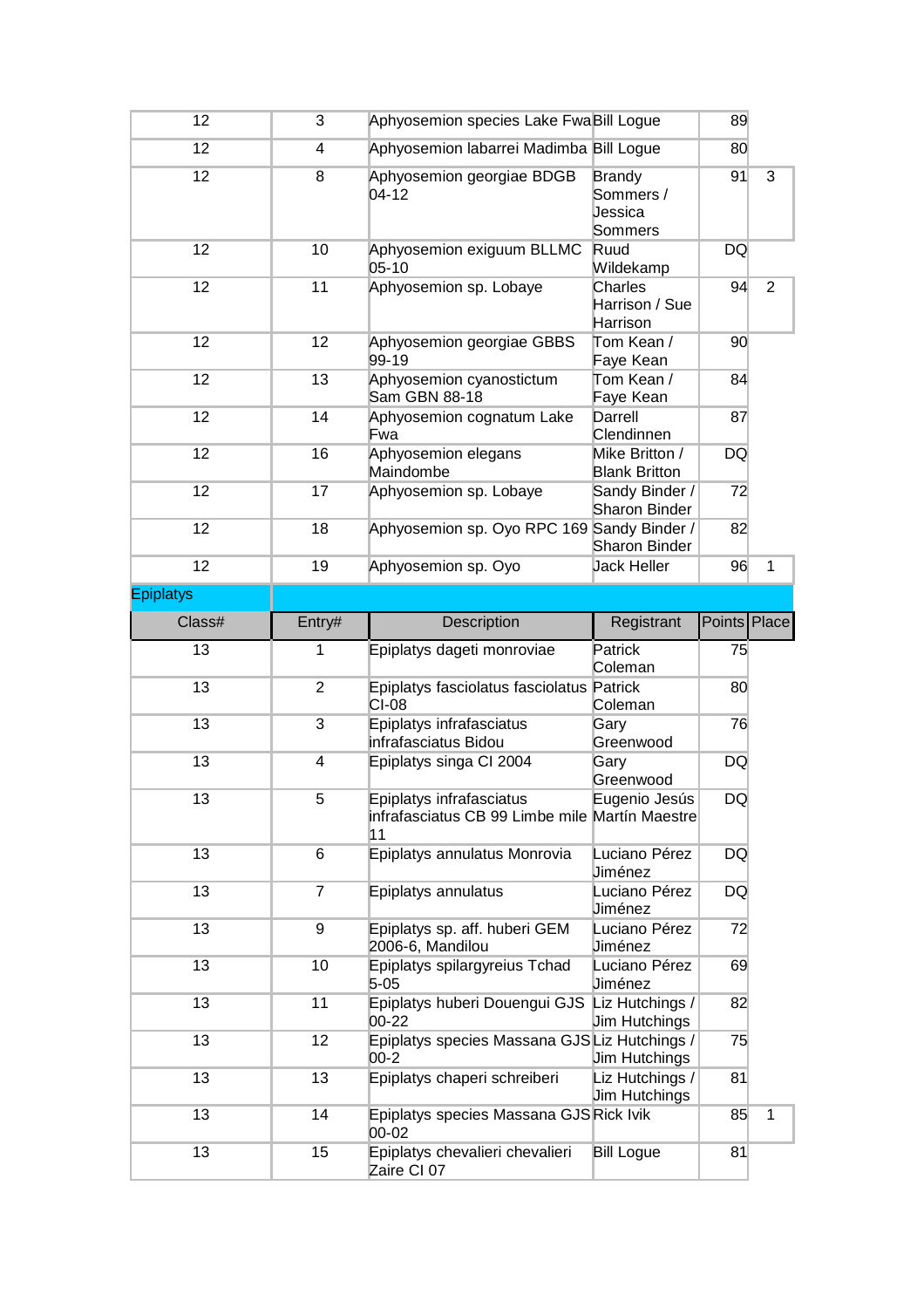| Class# | Entry# | Description | Registrant | Points | Place |
|---|---|---|---|---|---|
| 12 | 3 | Aphyosemion species Lake Fwa | Bill Logue | 89 | |
| 12 | 4 | Aphyosemion labarrei Madimba | Bill Logue | 80 | |
| 12 | 8 | Aphyosemion georgiae BDGB 04-12 | Brandy Sommers / Jessica Sommers | 91 | 3 |
| 12 | 10 | Aphyosemion exiguum BLLMC 05-10 | Ruud Wildekamp | DQ | |
| 12 | 11 | Aphyosemion sp. Lobaye | Charles Harrison / Sue Harrison | 94 | 2 |
| 12 | 12 | Aphyosemion georgiae GBBS 99-19 | Tom Kean / Faye Kean | 90 | |
| 12 | 13 | Aphyosemion cyanostictum Sam GBN 88-18 | Tom Kean / Faye Kean | 84 | |
| 12 | 14 | Aphyosemion cognatum Lake Fwa | Darrell Clendinnen | 87 | |
| 12 | 16 | Aphyosemion elegans Maindombe | Mike Britton / Blank Britton | DQ | |
| 12 | 17 | Aphyosemion sp. Lobaye | Sandy Binder / Sharon Binder | 72 | |
| 12 | 18 | Aphyosemion sp. Oyo RPC 169 | Sandy Binder / Sharon Binder | 82 | |
| 12 | 19 | Aphyosemion sp. Oyo | Jack Heller | 96 | 1 |

## Epiplatys

| Class# | Entry# | Description | Registrant | Points | Place |
|---|---|---|---|---|---|
| 13 | 1 | Epiplatys dageti monroviae | Patrick Coleman | 75 | |
| 13 | 2 | Epiplatys fasciolatus fasciolatus CI-08 | Patrick Coleman | 80 | |
| 13 | 3 | Epiplatys infrafasciatus infrafasciatus Bidou | Gary Greenwood | 76 | |
| 13 | 4 | Epiplatys singa CI 2004 | Gary Greenwood | DQ | |
| 13 | 5 | Epiplatys infrafasciatus infrafasciatus CB 99 Limbe mile 11 | Eugenio Jesús Martín Maestre | DQ | |
| 13 | 6 | Epiplatys annulatus Monrovia | Luciano Pérez Jiménez | DQ | |
| 13 | 7 | Epiplatys annulatus | Luciano Pérez Jiménez | DQ | |
| 13 | 9 | Epiplatys sp. aff. huberi GEM 2006-6, Mandilou | Luciano Pérez Jiménez | 72 | |
| 13 | 10 | Epiplatys spilargyreius Tchad 5-05 | Luciano Pérez Jiménez | 69 | |
| 13 | 11 | Epiplatys huberi Douengui GJS 00-22 | Liz Hutchings / Jim Hutchings | 82 | |
| 13 | 12 | Epiplatys species Massana GJS 00-2 | Liz Hutchings / Jim Hutchings | 75 | |
| 13 | 13 | Epiplatys chaperi schreiberi | Liz Hutchings / Jim Hutchings | 81 | |
| 13 | 14 | Epiplatys species Massana GJS 00-02 | Rick Ivik | 85 | 1 |
| 13 | 15 | Epiplatys chevalieri chevalieri Zaire CI 07 | Bill Logue | 81 | |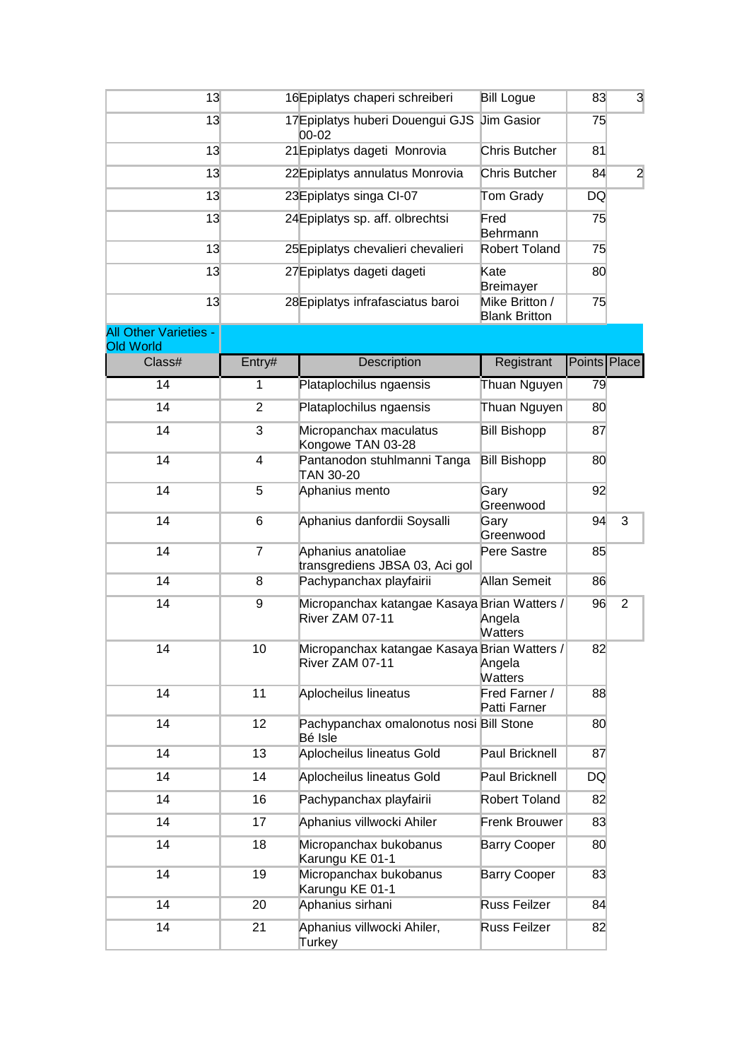| Class# | Entry# | Description | Registrant | Points | Place |
|---|---|---|---|---|---|
| 13 | 16 | Epiplatys chaperi schreiberi | Bill Logue | 83 | 3 |
| 13 | 17 | Epiplatys huberi Douengui GJS 00-02 | Jim Gasior | 75 | |
| 13 | 21 | Epiplatys dageti Monrovia | Chris Butcher | 81 | |
| 13 | 22 | Epiplatys annulatus Monrovia | Chris Butcher | 84 | 2 |
| 13 | 23 | Epiplatys singa CI-07 | Tom Grady | DQ | |
| 13 | 24 | Epiplatys sp. aff. olbrechtsi | Fred Behrmann | 75 | |
| 13 | 25 | Epiplatys chevalieri chevalieri | Robert Toland | 75 | |
| 13 | 27 | Epiplatys dageti dageti | Kate Breimayer | 80 | |
| 13 | 28 | Epiplatys infrafasciatus baroi | Mike Britton / Blank Britton | 75 | |

## All Other Varieties - Old World

| Class# | Entry# | Description | Registrant | Points | Place |
|---|---|---|---|---|---|
| 14 | 1 | Plataplochilus ngaensis | Thuan Nguyen | 79 | |
| 14 | 2 | Plataplochilus ngaensis | Thuan Nguyen | 80 | |
| 14 | 3 | Micropanchax maculatus Kongowe TAN 03-28 | Bill Bishopp | 87 | |
| 14 | 4 | Pantanodon stuhlmanni Tanga TAN 30-20 | Bill Bishopp | 80 | |
| 14 | 5 | Aphanius mento | Gary Greenwood | 92 | |
| 14 | 6 | Aphanius danfordii Soysalli | Gary Greenwood | 94 | 3 |
| 14 | 7 | Aphanius anatoliae transgrediens JBSA 03, Aci gol | Pere Sastre | 85 | |
| 14 | 8 | Pachypanchax playfairii | Allan Semeit | 86 | |
| 14 | 9 | Micropanchax katangae Kasaya River ZAM 07-11 | Brian Watters / Angela Watters | 96 | 2 |
| 14 | 10 | Micropanchax katangae Kasaya River ZAM 07-11 | Brian Watters / Angela Watters | 82 | |
| 14 | 11 | Aplocheilus lineatus | Fred Farner / Patti Farner | 88 | |
| 14 | 12 | Pachypanchax omalonotus nosi Bé Isle | Bill Stone | 80 | |
| 14 | 13 | Aplocheilus lineatus Gold | Paul Bricknell | 87 | |
| 14 | 14 | Aplocheilus lineatus Gold | Paul Bricknell | DQ | |
| 14 | 16 | Pachypanchax playfairii | Robert Toland | 82 | |
| 14 | 17 | Aphanius villwocki Ahiler | Frenk Brouwer | 83 | |
| 14 | 18 | Micropanchax bukobanus Karungu KE 01-1 | Barry Cooper | 80 | |
| 14 | 19 | Micropanchax bukobanus Karungu KE 01-1 | Barry Cooper | 83 | |
| 14 | 20 | Aphanius sirhani | Russ Feilzer | 84 | |
| 14 | 21 | Aphanius villwocki Ahiler, Turkey | Russ Feilzer | 82 | |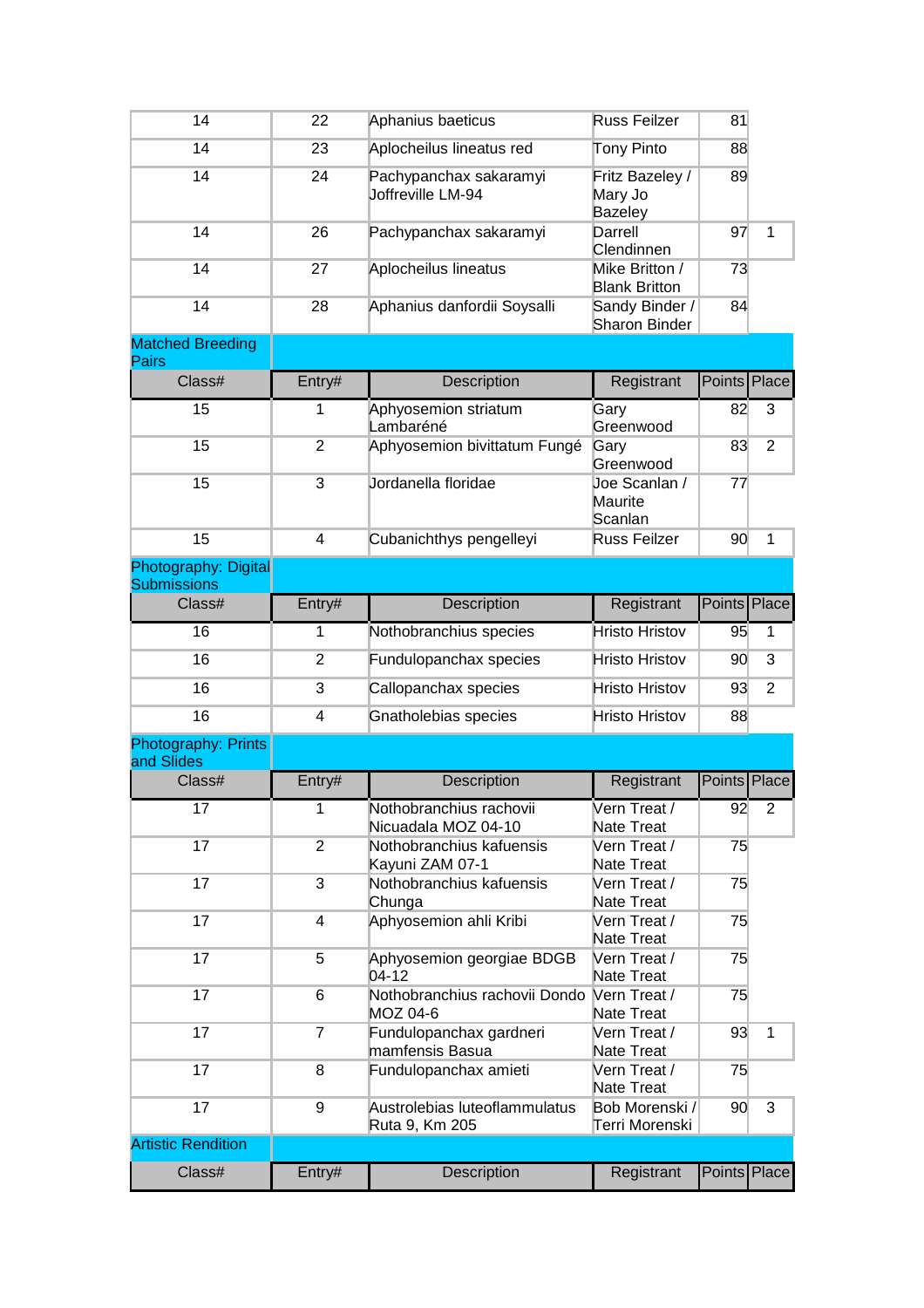| Class# | Entry# | Description | Registrant | Points | Place |
|---|---|---|---|---|---|
| 14 | 22 | Aphanius baeticus | Russ Feilzer | 81 | |
| 14 | 23 | Aplocheilus lineatus red | Tony Pinto | 88 | |
| 14 | 24 | Pachypanchax sakaramyi Joffreville LM-94 | Fritz Bazeley / Mary Jo Bazeley | 89 | |
| 14 | 26 | Pachypanchax sakaramyi | Darrell Clendinnen | 97 | 1 |
| 14 | 27 | Aplocheilus lineatus | Mike Britton / Blank Britton | 73 | |
| 14 | 28 | Aphanius danfordii Soysalli | Sandy Binder / Sharon Binder | 84 | |

## Matched Breeding Pairs

| Class# | Entry# | Description | Registrant | Points | Place |
|---|---|---|---|---|---|
| 15 | 1 | Aphyosemion striatum Lambaréné | Gary Greenwood | 82 | 3 |
| 15 | 2 | Aphyosemion bivittatum Fungé | Gary Greenwood | 83 | 2 |
| 15 | 3 | Jordanella floridae | Joe Scanlan / Maurite Scanlan | 77 | |
| 15 | 4 | Cubanichthys pengelleyi | Russ Feilzer | 90 | 1 |

## Photography: Digital Submissions

| Class# | Entry# | Description | Registrant | Points | Place |
|---|---|---|---|---|---|
| 16 | 1 | Nothobranchius species | Hristo Hristov | 95 | 1 |
| 16 | 2 | Fundulopanchax species | Hristo Hristov | 90 | 3 |
| 16 | 3 | Callopanchax species | Hristo Hristov | 93 | 2 |
| 16 | 4 | Gnatholebias species | Hristo Hristov | 88 | |

## Photography: Prints and Slides

| Class# | Entry# | Description | Registrant | Points | Place |
|---|---|---|---|---|---|
| 17 | 1 | Nothobranchius rachovii Nicuadala MOZ 04-10 | Vern Treat / Nate Treat | 92 | 2 |
| 17 | 2 | Nothobranchius kafuensis Kayuni ZAM 07-1 | Vern Treat / Nate Treat | 75 | |
| 17 | 3 | Nothobranchius kafuensis Chunga | Vern Treat / Nate Treat | 75 | |
| 17 | 4 | Aphyosemion ahli Kribi | Vern Treat / Nate Treat | 75 | |
| 17 | 5 | Aphyosemion georgiae BDGB 04-12 | Vern Treat / Nate Treat | 75 | |
| 17 | 6 | Nothobranchius rachovii Dondo MOZ 04-6 | Vern Treat / Nate Treat | 75 | |
| 17 | 7 | Fundulopanchax gardneri mamfensis Basua | Vern Treat / Nate Treat | 93 | 1 |
| 17 | 8 | Fundulopanchax amieti | Vern Treat / Nate Treat | 75 | |
| 17 | 9 | Austrolebias luteoflammulatus Ruta 9, Km 205 | Bob Morenski / Terri Morenski | 90 | 3 |

## Artistic Rendition

| Class# | Entry# | Description | Registrant | Points | Place |
|---|---|---|---|---|---|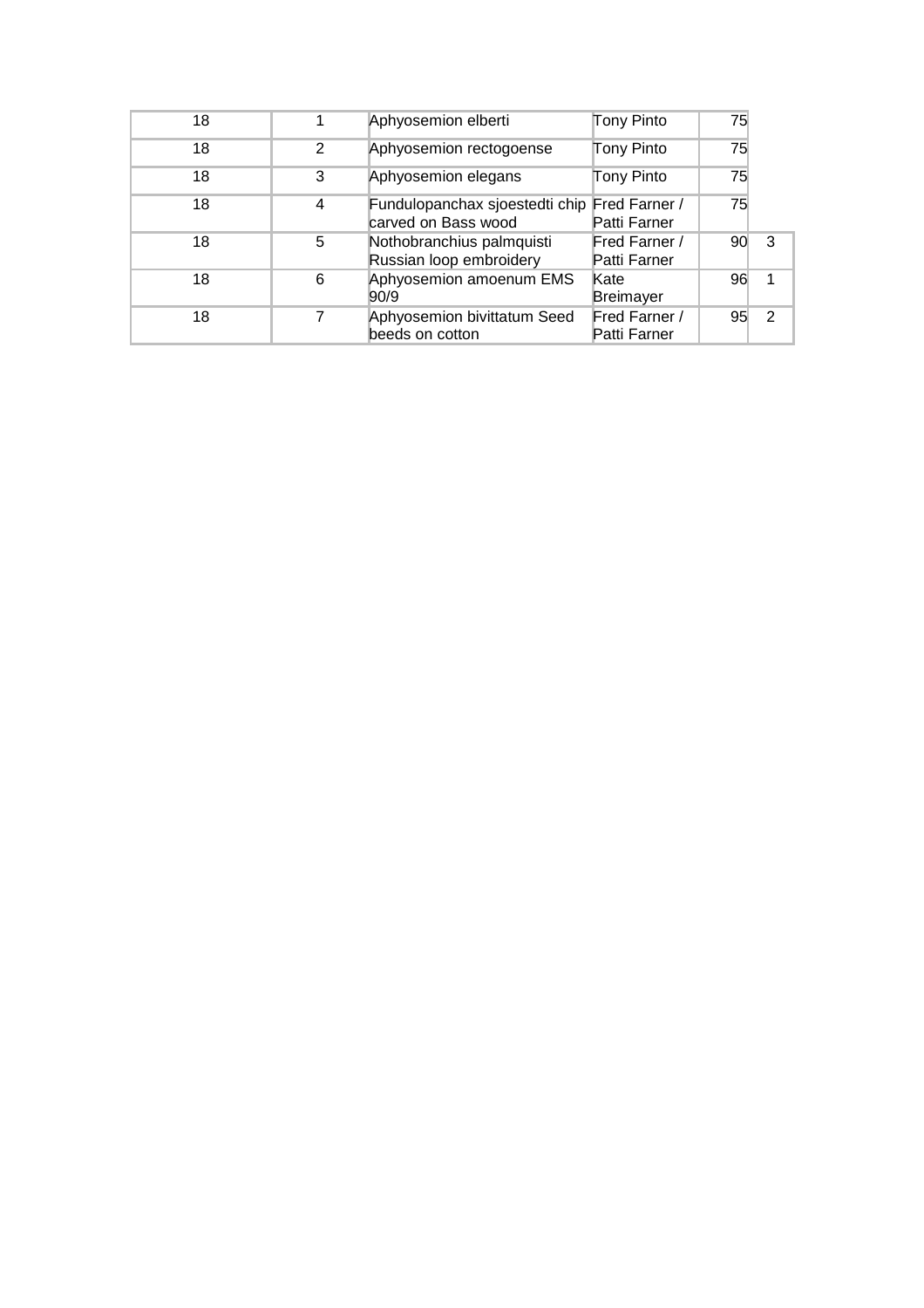| | | | | | |
|---|---|---|---|---|---|
| 18 | 1 | Aphyosemion elberti | Tony Pinto | 75 | |
| 18 | 2 | Aphyosemion rectogoense | Tony Pinto | 75 | |
| 18 | 3 | Aphyosemion elegans | Tony Pinto | 75 | |
| 18 | 4 | Fundulopanchax sjoestedti chip carved on Bass wood | Fred Farner / Patti Farner | 75 | |
| 18 | 5 | Nothobranchius palmquisti Russian loop embroidery | Fred Farner / Patti Farner | 90 | 3 |
| 18 | 6 | Aphyosemion amoenum EMS 90/9 | Kate Breimayer | 96 | 1 |
| 18 | 7 | Aphyosemion bivittatum Seed beeds on cotton | Fred Farner / Patti Farner | 95 | 2 |